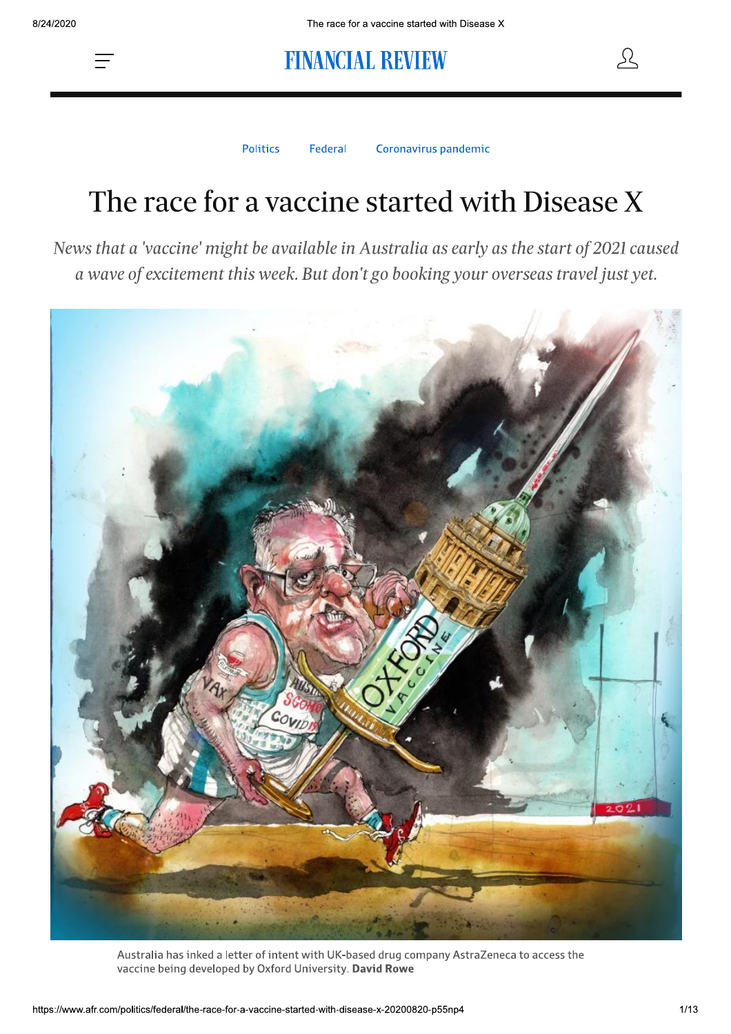Politics Federal Coronavirus pandemic

# The race for a vaccine started with Disease X

*News that a 'vaccine' might be available in Australia as early as the start of 2021 caused a wave of excitement this week. But don't go booking your overseas travel just yet.*

Australia has inked a letter of intent with UK-based drug company AstraZeneca to access the vaccine being developed by Oxford University. **David Rowe**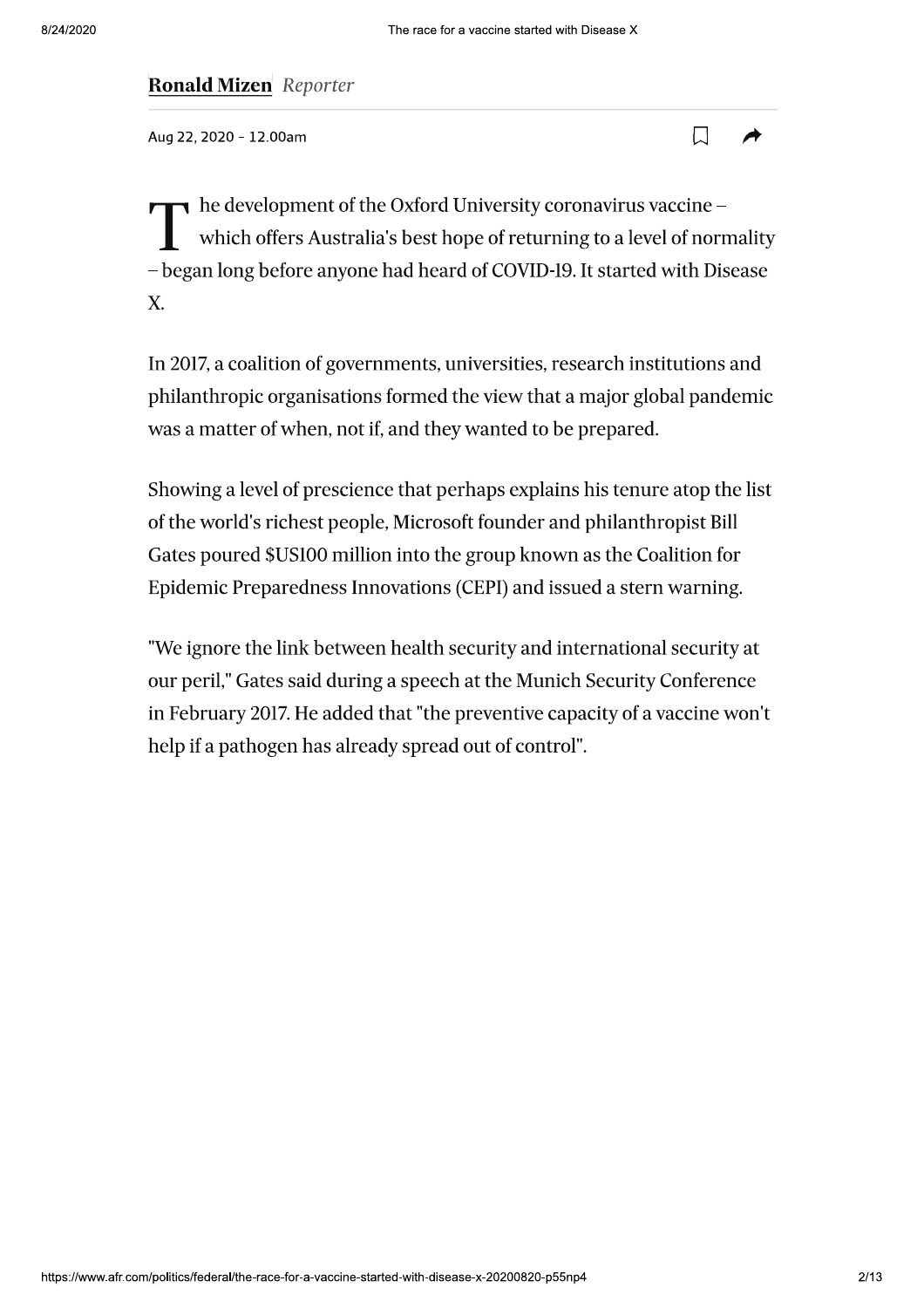**Ronald Mizen** *Reporter*

Aug 22, 2020 – 12.00am

The development of the Oxford University coronavirus vaccine – which offers Australia's best hope of returning to a level of normality – began long before anyone had heard of COVID-19. It started with Disease X.

In 2017, a coalition of governments, universities, research institutions and philanthropic organisations formed the view that a major global pandemic was a matter of when, not if, and they wanted to be prepared.

Showing a level of prescience that perhaps explains his tenure atop the list of the world's richest people, Microsoft founder and philanthropist Bill Gates poured $US100 million into the group known as the Coalition for Epidemic Preparedness Innovations (CEPI) and issued a stern warning.

"We ignore the link between health security and international security at our peril," Gates said during a speech at the Munich Security Conference in February 2017. He added that "the preventive capacity of a vaccine won't help if a pathogen has already spread out of control".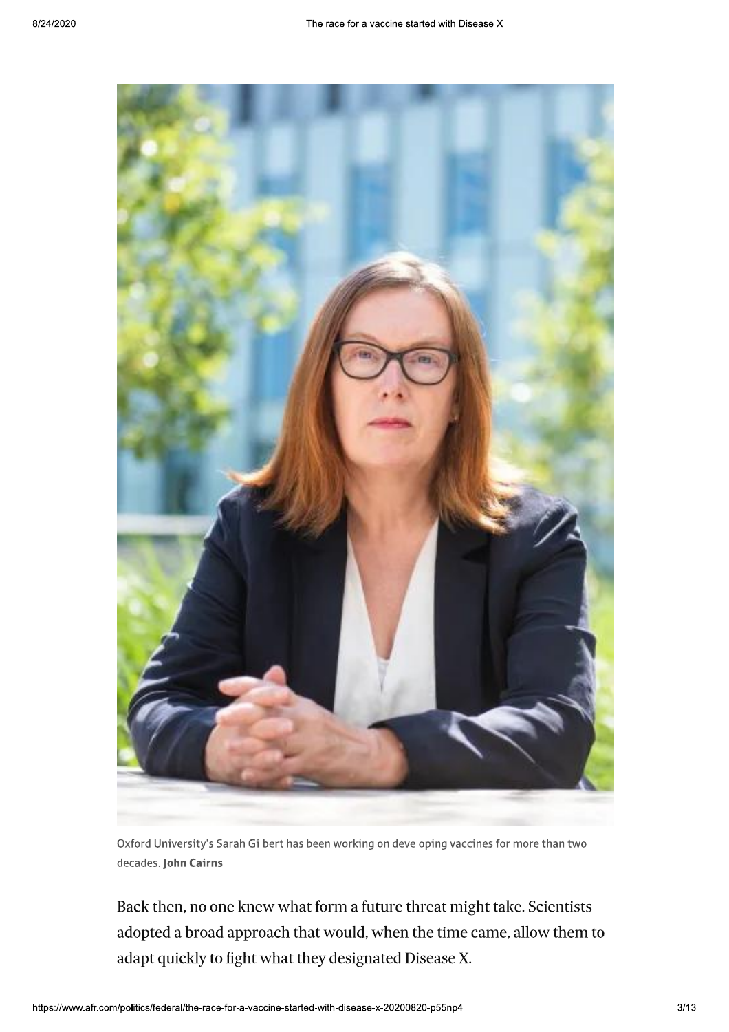Oxford University's Sarah Gilbert has been working on developing vaccines for more than two decades. **John Cairns**

Back then, no one knew what form a future threat might take. Scientists adopted a broad approach that would, when the time came, allow them to adapt quickly to fight what they designated Disease X.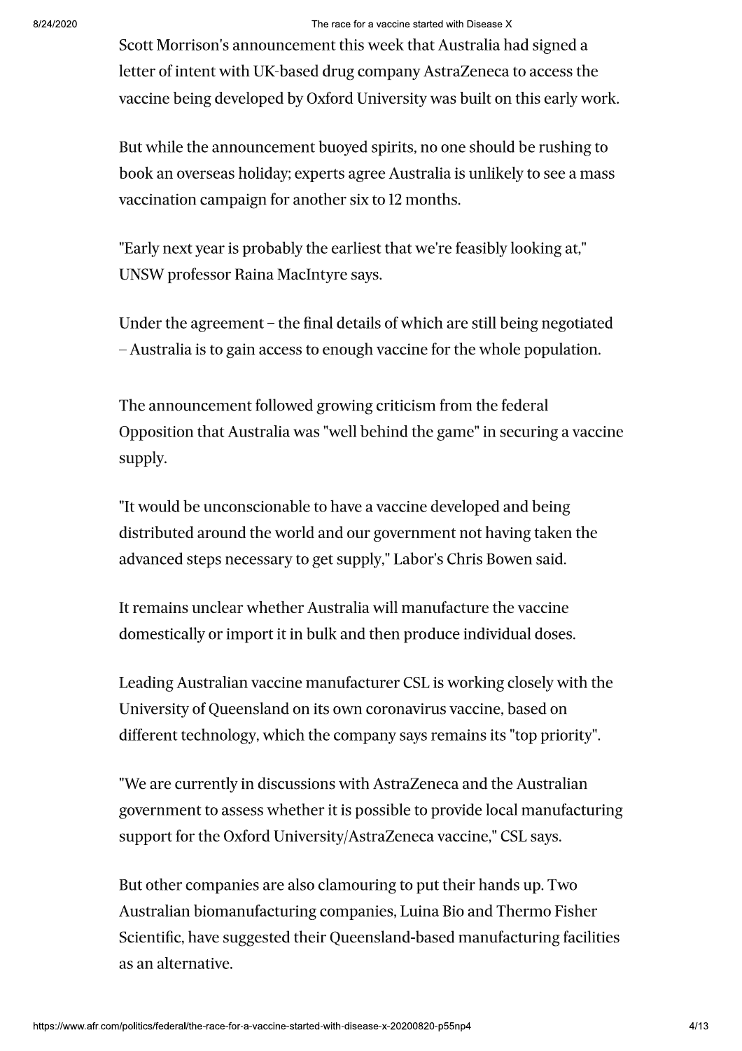Scott Morrison's announcement this week that Australia had signed a letter of intent with UK-based drug company AstraZeneca to access the vaccine being developed by Oxford University was built on this early work.

But while the announcement buoyed spirits, no one should be rushing to book an overseas holiday; experts agree Australia is unlikely to see a mass vaccination campaign for another six to 12 months.

"Early next year is probably the earliest that we're feasibly looking at," UNSW professor Raina MacIntyre says.

Under the agreement – the final details of which are still being negotiated – Australia is to gain access to enough vaccine for the whole population.

The announcement followed growing criticism from the federal Opposition that Australia was "well behind the game" in securing a vaccine supply.

"It would be unconscionable to have a vaccine developed and being distributed around the world and our government not having taken the advanced steps necessary to get supply," Labor's Chris Bowen said.

It remains unclear whether Australia will manufacture the vaccine domestically or import it in bulk and then produce individual doses.

Leading Australian vaccine manufacturer CSL is working closely with the University of Queensland on its own coronavirus vaccine, based on different technology, which the company says remains its "top priority".

"We are currently in discussions with AstraZeneca and the Australian government to assess whether it is possible to provide local manufacturing support for the Oxford University/AstraZeneca vaccine," CSL says.

But other companies are also clamouring to put their hands up. Two Australian biomanufacturing companies, Luina Bio and Thermo Fisher Scientific, have suggested their Queensland-based manufacturing facilities as an alternative.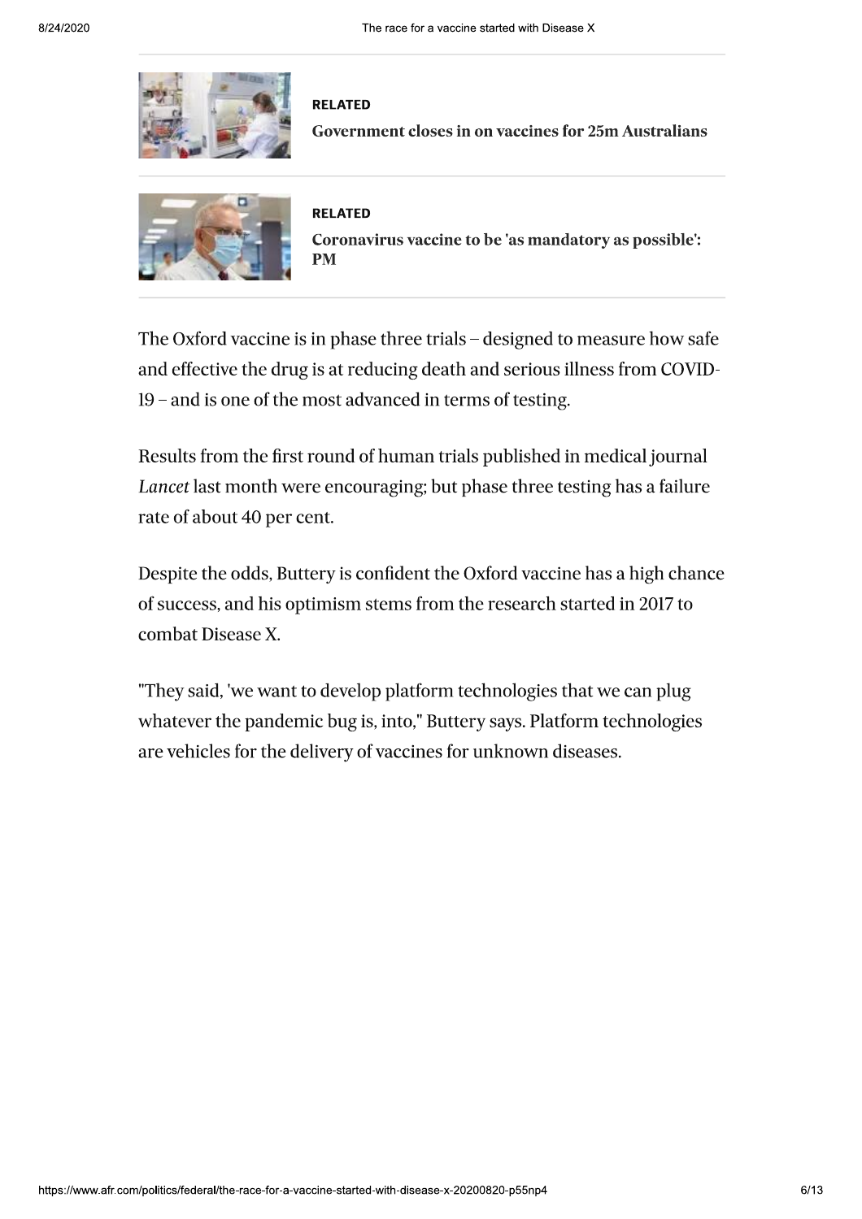**RELATED**

**Government closes in on vaccines for 25m Australians**

**RELATED**

**Coronavirus vaccine to be 'as mandatory as possible': PM**

The Oxford vaccine is in phase three trials – designed to measure how safe and effective the drug is at reducing death and serious illness from COVID-19 – and is one of the most advanced in terms of testing.

Results from the first round of human trials published in medical journal *Lancet* last month were encouraging; but phase three testing has a failure rate of about 40 per cent.

Despite the odds, Buttery is confident the Oxford vaccine has a high chance of success, and his optimism stems from the research started in 2017 to combat Disease X.

"They said, 'we want to develop platform technologies that we can plug whatever the pandemic bug is, into," Buttery says. Platform technologies are vehicles for the delivery of vaccines for unknown diseases.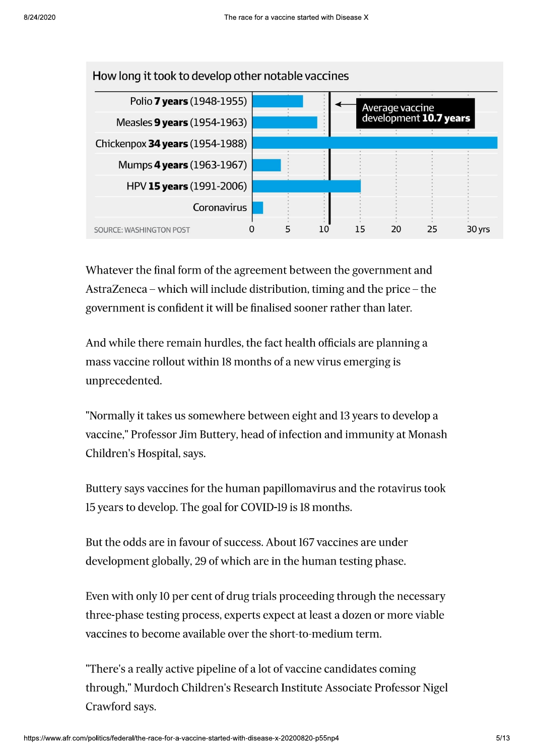## How long it took to develop other notable vaccines

| Vaccine | Years | Period |
|---|---|---|
| Polio | **7 years** | (1948-1955) |
| Measles | **9 years** | (1954-1963) |
| Chickenpox | **34 years** | (1954-1988) |
| Mumps | **4 years** | (1963-1967) |
| HPV | **15 years** | (1991-2006) |
| Coronavirus | | |

Average vaccine development **10.7 years**

SOURCE: WASHINGTON POST

Whatever the final form of the agreement between the government and AstraZeneca – which will include distribution, timing and the price – the government is confident it will be finalised sooner rather than later.

And while there remain hurdles, the fact health officials are planning a mass vaccine rollout within 18 months of a new virus emerging is unprecedented.

"Normally it takes us somewhere between eight and 13 years to develop a vaccine," Professor Jim Buttery, head of infection and immunity at Monash Children's Hospital, says.

Buttery says vaccines for the human papillomavirus and the rotavirus took 15 years to develop. The goal for COVID-19 is 18 months.

But the odds are in favour of success. About 167 vaccines are under development globally, 29 of which are in the human testing phase.

Even with only 10 per cent of drug trials proceeding through the necessary three-phase testing process, experts expect at least a dozen or more viable vaccines to become available over the short-to-medium term.

"There's a really active pipeline of a lot of vaccine candidates coming through," Murdoch Children's Research Institute Associate Professor Nigel Crawford says.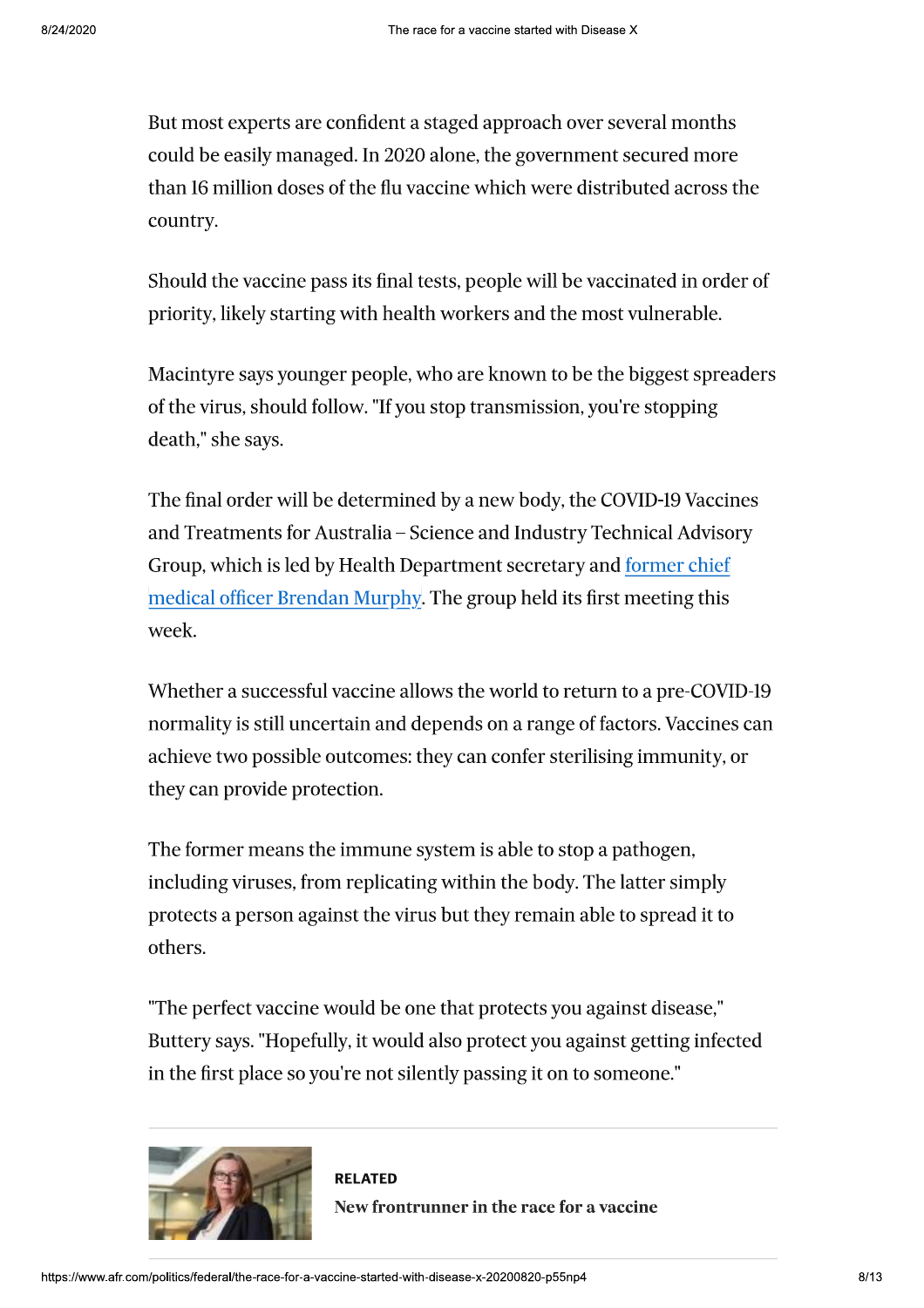But most experts are confident a staged approach over several months could be easily managed. In 2020 alone, the government secured more than 16 million doses of the flu vaccine which were distributed across the country.

Should the vaccine pass its final tests, people will be vaccinated in order of priority, likely starting with health workers and the most vulnerable.

Macintyre says younger people, who are known to be the biggest spreaders of the virus, should follow. "If you stop transmission, you're stopping death," she says.

The final order will be determined by a new body, the COVID-19 Vaccines and Treatments for Australia – Science and Industry Technical Advisory Group, which is led by Health Department secretary and former chief medical officer Brendan Murphy. The group held its first meeting this week.

Whether a successful vaccine allows the world to return to a pre-COVID-19 normality is still uncertain and depends on a range of factors. Vaccines can achieve two possible outcomes: they can confer sterilising immunity, or they can provide protection.

The former means the immune system is able to stop a pathogen, including viruses, from replicating within the body. The latter simply protects a person against the virus but they remain able to spread it to others.

"The perfect vaccine would be one that protects you against disease," Buttery says. "Hopefully, it would also protect you against getting infected in the first place so you're not silently passing it on to someone."

**RELATED**

**New frontrunner in the race for a vaccine**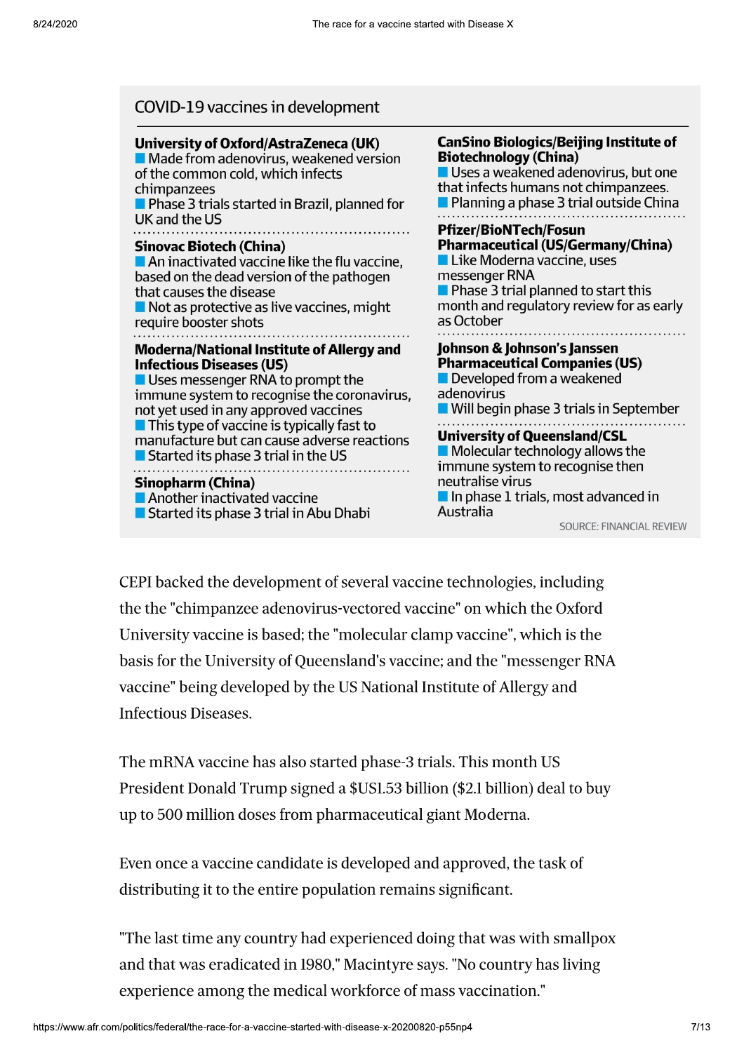## COVID-19 vaccines in development

**University of Oxford/AstraZeneca (UK)**
- Made from adenovirus, weakened version of the common cold, which infects chimpanzees
- Phase 3 trials started in Brazil, planned for UK and the US

**Sinovac Biotech (China)**
- An inactivated vaccine like the flu vaccine, based on the dead version of the pathogen that causes the disease
- Not as protective as live vaccines, might require booster shots

**Moderna/National Institute of Allergy and Infectious Diseases (US)**
- Uses messenger RNA to prompt the immune system to recognise the coronavirus, not yet used in any approved vaccines
- This type of vaccine is typically fast to manufacture but can cause adverse reactions
- Started its phase 3 trial in the US

**Sinopharm (China)**
- Another inactivated vaccine
- Started its phase 3 trial in Abu Dhabi

**CanSino Biologics/Beijing Institute of Biotechnology (China)**
- Uses a weakened adenovirus, but one that infects humans not chimpanzees.
- Planning a phase 3 trial outside China

**Pfizer/BioNTech/Fosun Pharmaceutical (US/Germany/China)**
- Like Moderna vaccine, uses messenger RNA
- Phase 3 trial planned to start this month and regulatory review for as early as October

**Johnson & Johnson's Janssen Pharmaceutical Companies (US)**
- Developed from a weakened adenovirus
- Will begin phase 3 trials in September

**University of Queensland/CSL**
- Molecular technology allows the immune system to recognise then neutralise virus
- In phase 1 trials, most advanced in Australia

SOURCE: FINANCIAL REVIEW

CEPI backed the development of several vaccine technologies, including the the "chimpanzee adenovirus-vectored vaccine" on which the Oxford University vaccine is based; the "molecular clamp vaccine", which is the basis for the University of Queensland's vaccine; and the "messenger RNA vaccine" being developed by the US National Institute of Allergy and Infectious Diseases.

The mRNA vaccine has also started phase-3 trials. This month US President Donald Trump signed a $US1.53 billion ($2.1 billion) deal to buy up to 500 million doses from pharmaceutical giant Moderna.

Even once a vaccine candidate is developed and approved, the task of distributing it to the entire population remains significant.

"The last time any country had experienced doing that was with smallpox and that was eradicated in 1980," Macintyre says. "No country has living experience among the medical workforce of mass vaccination."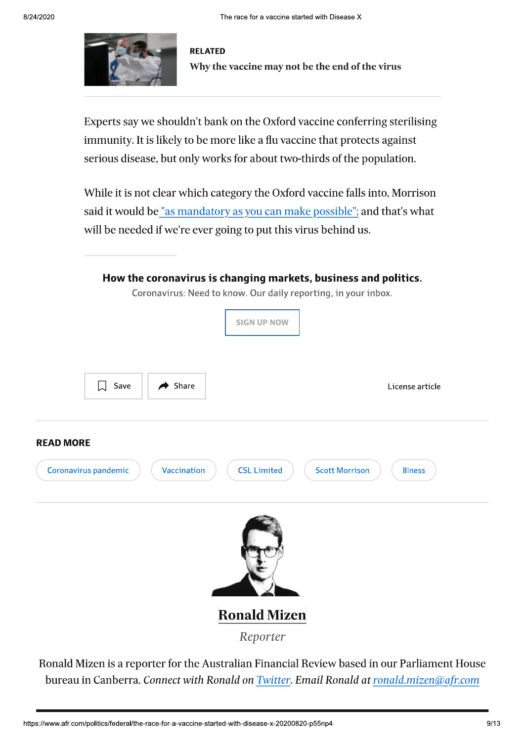**RELATED**

**Why the vaccine may not be the end of the virus**

Experts say we shouldn't bank on the Oxford vaccine conferring sterilising immunity. It is likely to be more like a flu vaccine that protects against serious disease, but only works for about two-thirds of the population.

While it is not clear which category the Oxford vaccine falls into, Morrison said it would be "as mandatory as you can make possible"; and that's what will be needed if we're ever going to put this virus behind us.

**How the coronavirus is changing markets, business and politics.**

Coronavirus: Need to know. Our daily reporting, in your inbox.

SIGN UP NOW

Save | Share | License article

## READ MORE

Coronavirus pandemic | Vaccination | CSL Limited | Scott Morrison | Illness

## Ronald Mizen

*Reporter*

Ronald Mizen is a reporter for the Australian Financial Review based in our Parliament House bureau in Canberra. *Connect with Ronald on* Twitter. *Email Ronald at* ronald.mizen@afr.com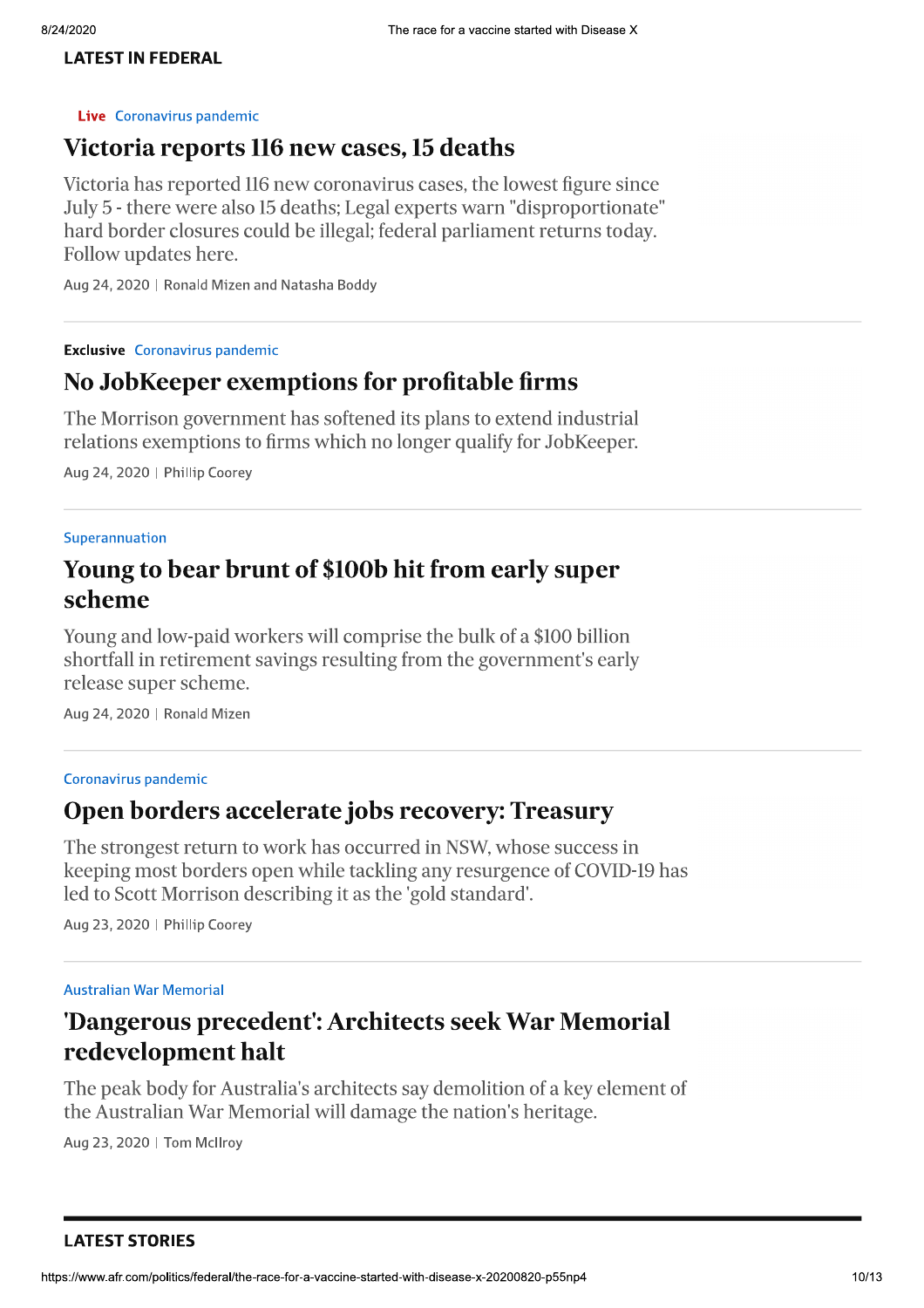## LATEST IN FEDERAL

**Live** Coronavirus pandemic

### Victoria reports 116 new cases, 15 deaths

Victoria has reported 116 new coronavirus cases, the lowest figure since July 5 - there were also 15 deaths; Legal experts warn "disproportionate" hard border closures could be illegal; federal parliament returns today. Follow updates here.

Aug 24, 2020 | Ronald Mizen and Natasha Boddy

---

**Exclusive** Coronavirus pandemic

### No JobKeeper exemptions for profitable firms

The Morrison government has softened its plans to extend industrial relations exemptions to firms which no longer qualify for JobKeeper.

Aug 24, 2020 | Phillip Coorey

---

Superannuation

### Young to bear brunt of $100b hit from early super scheme

Young and low-paid workers will comprise the bulk of a $100 billion shortfall in retirement savings resulting from the government's early release super scheme.

Aug 24, 2020 | Ronald Mizen

---

Coronavirus pandemic

### Open borders accelerate jobs recovery: Treasury

The strongest return to work has occurred in NSW, whose success in keeping most borders open while tackling any resurgence of COVID-19 has led to Scott Morrison describing it as the 'gold standard'.

Aug 23, 2020 | Phillip Coorey

---

Australian War Memorial

### 'Dangerous precedent': Architects seek War Memorial redevelopment halt

The peak body for Australia's architects say demolition of a key element of the Australian War Memorial will damage the nation's heritage.

Aug 23, 2020 | Tom McIlroy

---

## LATEST STORIES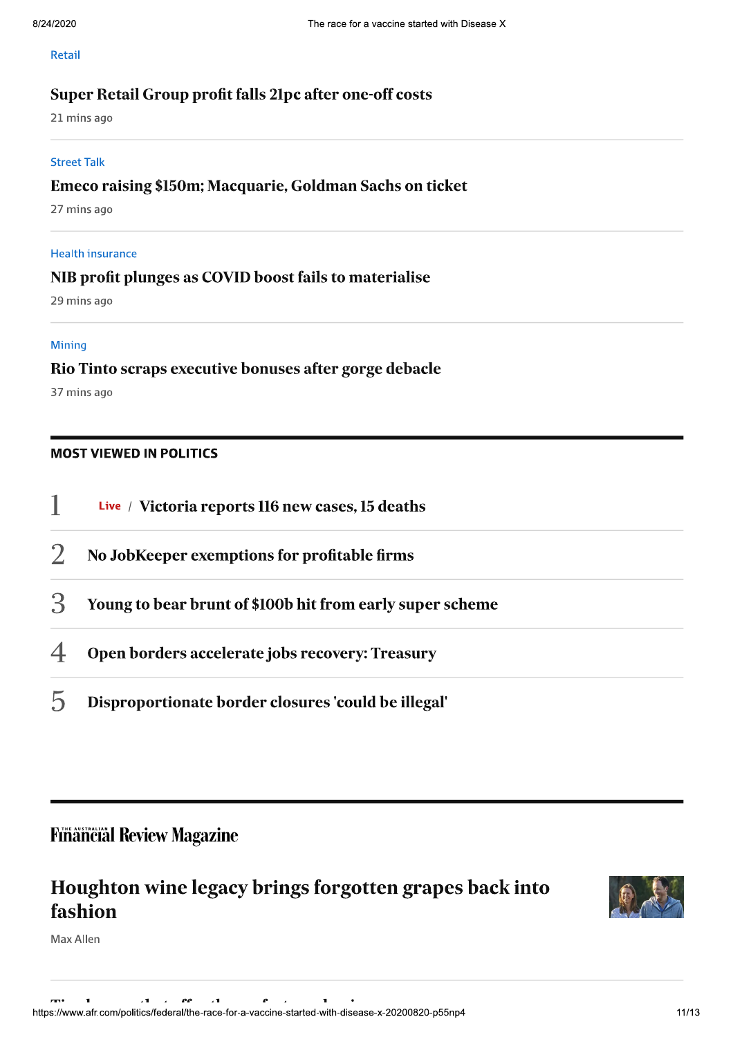Retail

### Super Retail Group profit falls 21pc after one-off costs

21 mins ago

Street Talk

### Emeco raising $150m; Macquarie, Goldman Sachs on ticket

27 mins ago

Health insurance

### NIB profit plunges as COVID boost fails to materialise

29 mins ago

Mining

### Rio Tinto scraps executive bonuses after gorge debacle

37 mins ago

## MOST VIEWED IN POLITICS

1. Live / **Victoria reports 116 new cases, 15 deaths**
2. **No JobKeeper exemptions for profitable firms**
3. **Young to bear brunt of $100b hit from early super scheme**
4. **Open borders accelerate jobs recovery: Treasury**
5. **Disproportionate border closures 'could be illegal'**

## The Australian Financial Review Magazine

### Houghton wine legacy brings forgotten grapes back into fashion

Max Allen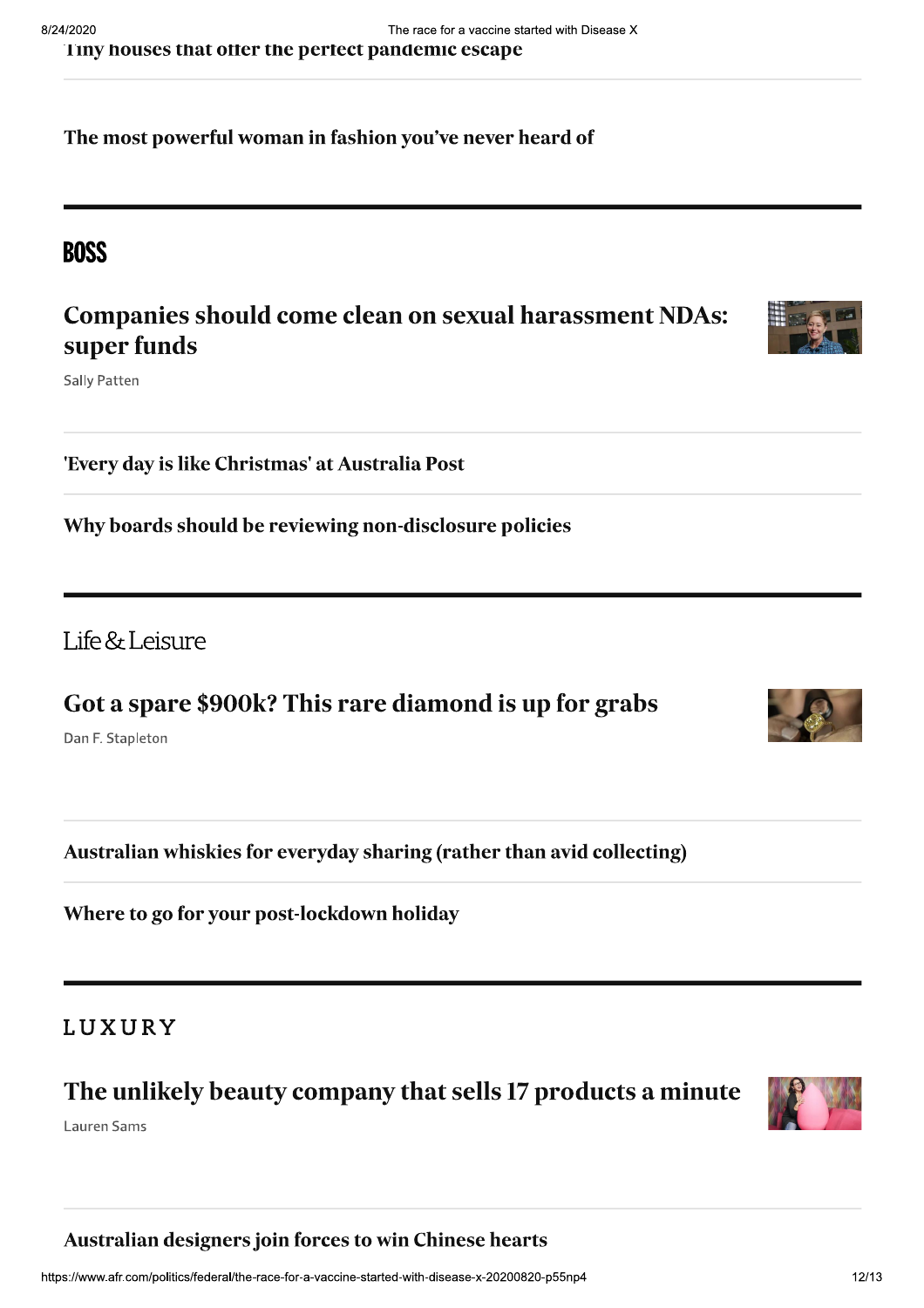Tiny houses that offer the perfect pandemic escape

The most powerful woman in fashion you've never heard of

## BOSS

### Companies should come clean on sexual harassment NDAs: super funds

Sally Patten

'Every day is like Christmas' at Australia Post

Why boards should be reviewing non-disclosure policies

## Life & Leisure

### Got a spare $900k? This rare diamond is up for grabs

Dan F. Stapleton

Australian whiskies for everyday sharing (rather than avid collecting)

Where to go for your post-lockdown holiday

## LUXURY

### The unlikely beauty company that sells 17 products a minute

Lauren Sams

Australian designers join forces to win Chinese hearts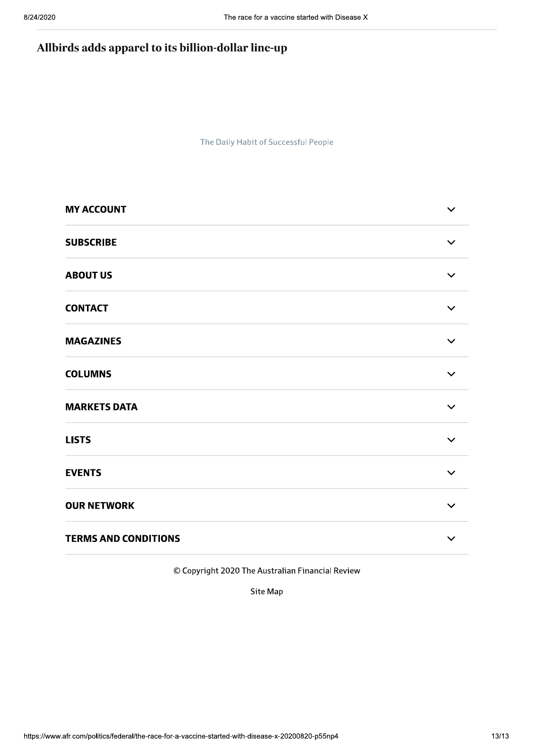## Allbirds adds apparel to its billion-dollar line-up

The Daily Habit of Successful People

**MY ACCOUNT**

**SUBSCRIBE**

**ABOUT US**

**CONTACT**

**MAGAZINES**

**COLUMNS**

**MARKETS DATA**

**LISTS**

**EVENTS**

**OUR NETWORK**

**TERMS AND CONDITIONS**

© Copyright 2020 The Australian Financial Review

Site Map